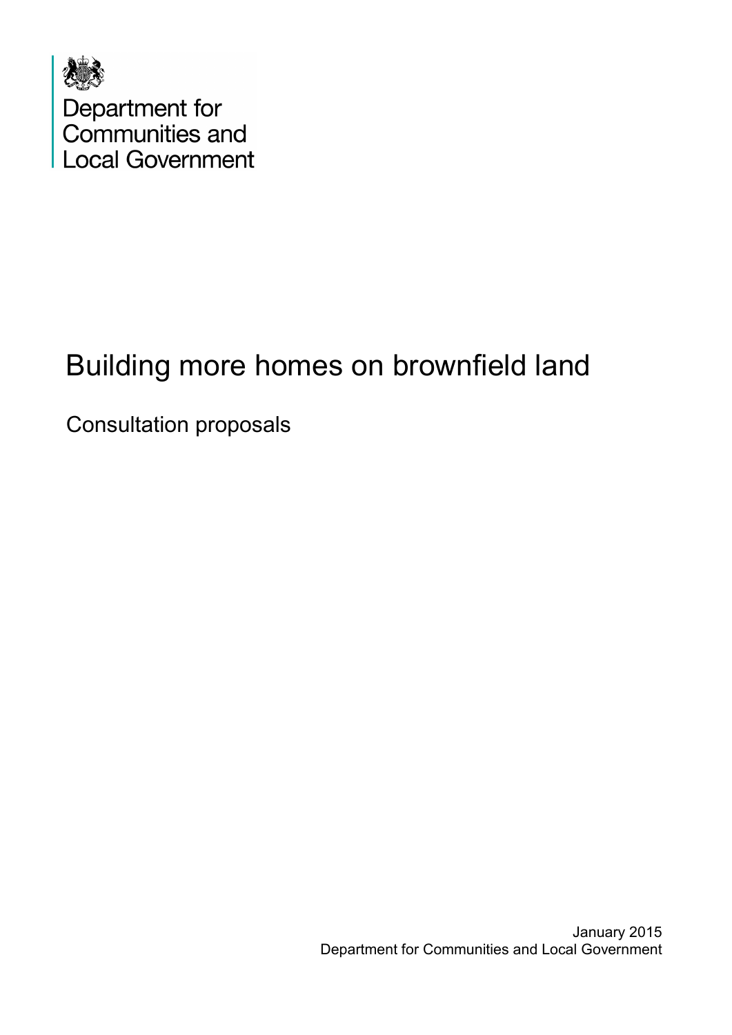Department for Communities and Local Government

# Building more homes on brownfield land

## Consultation proposals

January 2015
Department for Communities and Local Government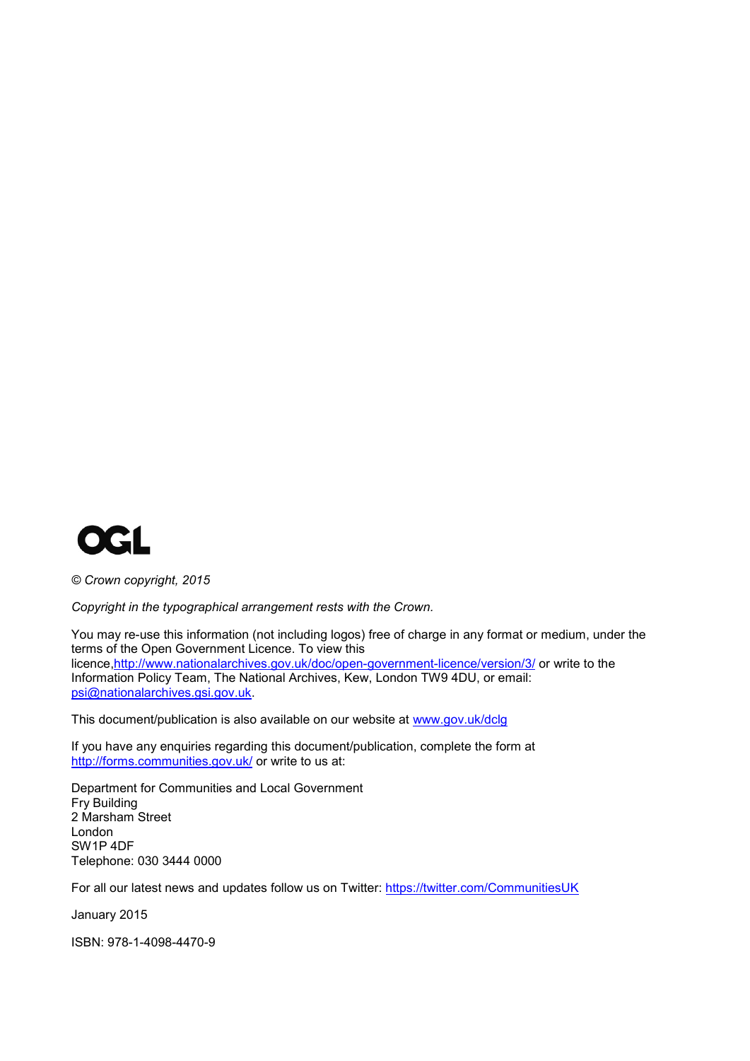OGL

*© Crown copyright, 2015*

*Copyright in the typographical arrangement rests with the Crown.*

You may re-use this information (not including logos) free of charge in any format or medium, under the terms of the Open Government Licence. To view this licence,http://www.nationalarchives.gov.uk/doc/open-government-licence/version/3/ or write to the Information Policy Team, The National Archives, Kew, London TW9 4DU, or email: psi@nationalarchives.gsi.gov.uk.

This document/publication is also available on our website at www.gov.uk/dclg

If you have any enquiries regarding this document/publication, complete the form at http://forms.communities.gov.uk/ or write to us at:

Department for Communities and Local Government
Fry Building
2 Marsham Street
London
SW1P 4DF
Telephone: 030 3444 0000

For all our latest news and updates follow us on Twitter: https://twitter.com/CommunitiesUK

January 2015

ISBN: 978-1-4098-4470-9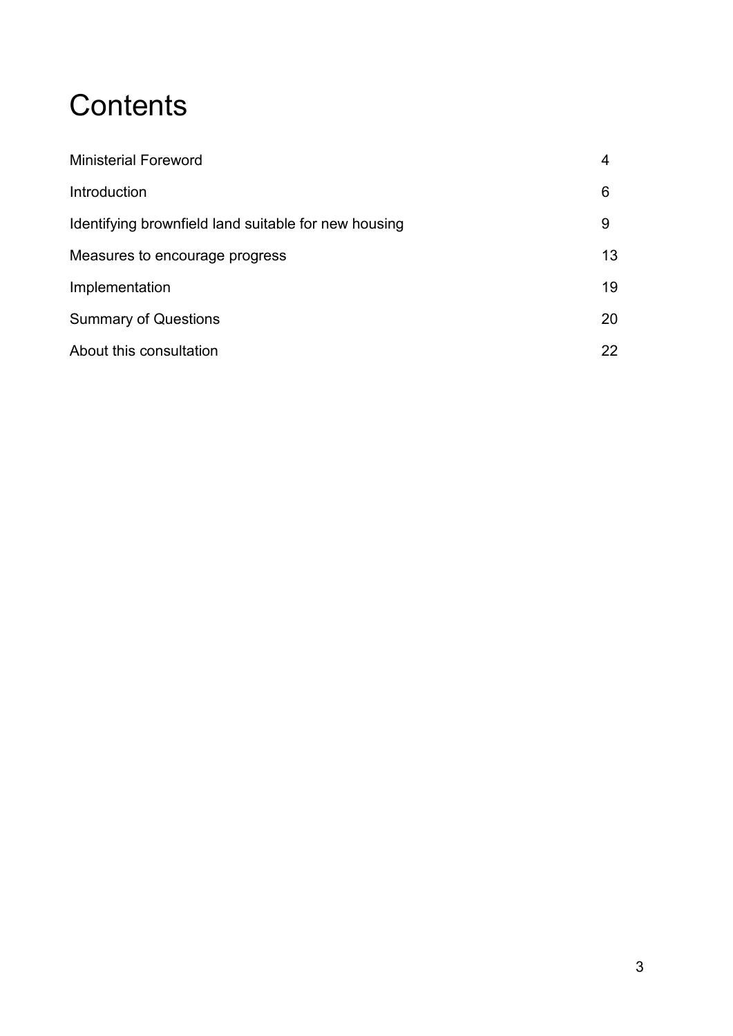# Contents

| | |
|---|---|
| Ministerial Foreword | 4 |
| Introduction | 6 |
| Identifying brownfield land suitable for new housing | 9 |
| Measures to encourage progress | 13 |
| Implementation | 19 |
| Summary of Questions | 20 |
| About this consultation | 22 |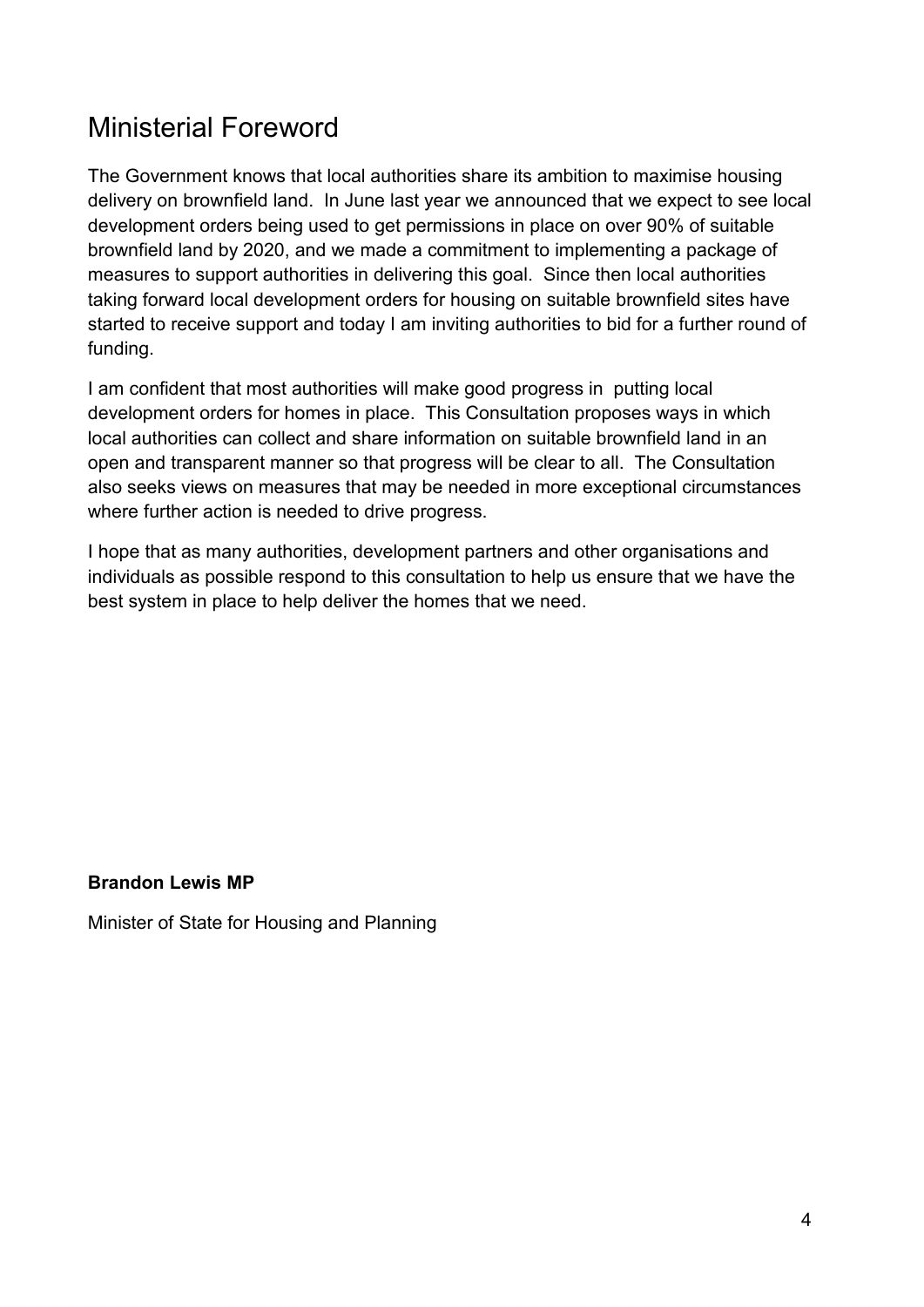# Ministerial Foreword

The Government knows that local authorities share its ambition to maximise housing delivery on brownfield land. In June last year we announced that we expect to see local development orders being used to get permissions in place on over 90% of suitable brownfield land by 2020, and we made a commitment to implementing a package of measures to support authorities in delivering this goal. Since then local authorities taking forward local development orders for housing on suitable brownfield sites have started to receive support and today I am inviting authorities to bid for a further round of funding.

I am confident that most authorities will make good progress in putting local development orders for homes in place. This Consultation proposes ways in which local authorities can collect and share information on suitable brownfield land in an open and transparent manner so that progress will be clear to all. The Consultation also seeks views on measures that may be needed in more exceptional circumstances where further action is needed to drive progress.

I hope that as many authorities, development partners and other organisations and individuals as possible respond to this consultation to help us ensure that we have the best system in place to help deliver the homes that we need.

**Brandon Lewis MP**

Minister of State for Housing and Planning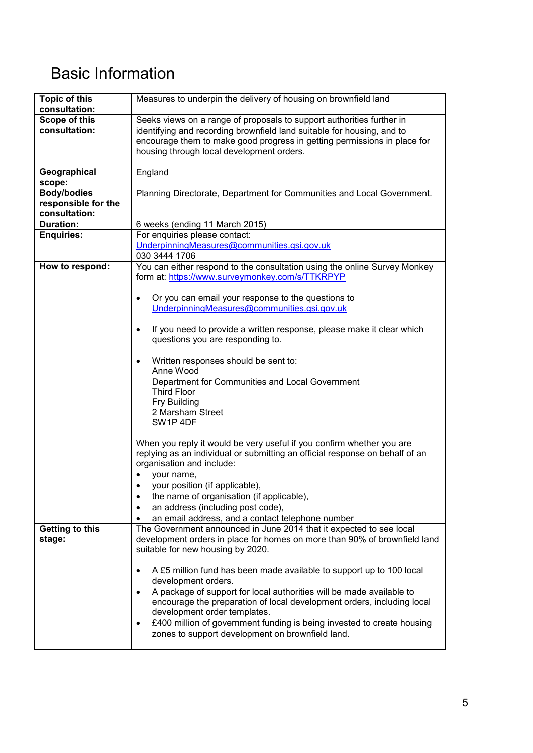# Basic Information

| | |
|---|---|
| **Topic of this consultation:** | Measures to underpin the delivery of housing on brownfield land |
| **Scope of this consultation:** | Seeks views on a range of proposals to support authorities further in identifying and recording brownfield land suitable for housing, and to encourage them to make good progress in getting permissions in place for housing through local development orders. |
| **Geographical scope:** | England |
| **Body/bodies responsible for the consultation:** | Planning Directorate, Department for Communities and Local Government. |
| **Duration:** | 6 weeks (ending 11 March 2015) |
| **Enquiries:** | For enquiries please contact: <br> UnderpinningMeasures@communities.gsi.gov.uk <br> 030 3444 1706 |
| **How to respond:** | You can either respond to the consultation using the online Survey Monkey form at: https://www.surveymonkey.com/s/TTKRPYP <br><br> • Or you can email your response to the questions to UnderpinningMeasures@communities.gsi.gov.uk <br><br> • If you need to provide a written response, please make it clear which questions you are responding to. <br><br> • Written responses should be sent to: <br> Anne Wood <br> Department for Communities and Local Government <br> Third Floor <br> Fry Building <br> 2 Marsham Street <br> SW1P 4DF <br><br> When you reply it would be very useful if you confirm whether you are replying as an individual or submitting an official response on behalf of an organisation and include: <br> • your name, <br> • your position (if applicable), <br> • the name of organisation (if applicable), <br> • an address (including post code), <br> • an email address, and a contact telephone number |
| **Getting to this stage:** | The Government announced in June 2014 that it expected to see local development orders in place for homes on more than 90% of brownfield land suitable for new housing by 2020. <br><br> • A £5 million fund has been made available to support up to 100 local development orders. <br> • A package of support for local authorities will be made available to encourage the preparation of local development orders, including local development order templates. <br> • £400 million of government funding is being invested to create housing zones to support development on brownfield land. |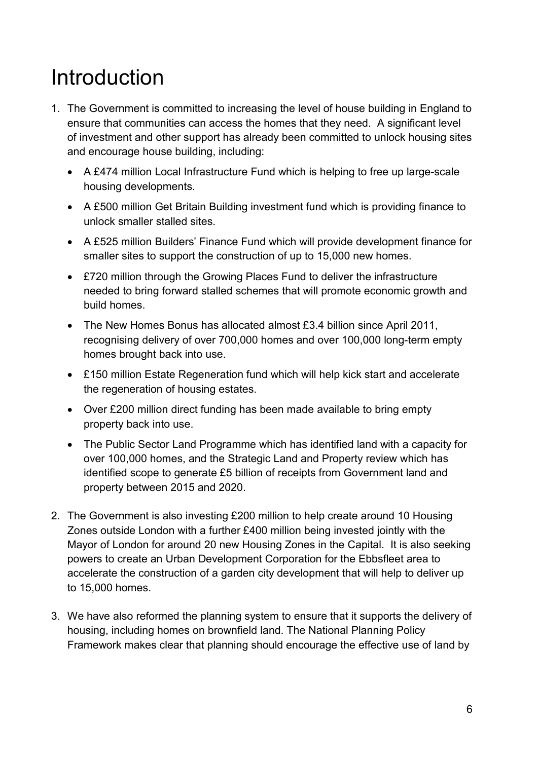# Introduction

1. The Government is committed to increasing the level of house building in England to ensure that communities can access the homes that they need. A significant level of investment and other support has already been committed to unlock housing sites and encourage house building, including:

   - A £474 million Local Infrastructure Fund which is helping to free up large-scale housing developments.
   - A £500 million Get Britain Building investment fund which is providing finance to unlock smaller stalled sites.
   - A £525 million Builders' Finance Fund which will provide development finance for smaller sites to support the construction of up to 15,000 new homes.
   - £720 million through the Growing Places Fund to deliver the infrastructure needed to bring forward stalled schemes that will promote economic growth and build homes.
   - The New Homes Bonus has allocated almost £3.4 billion since April 2011, recognising delivery of over 700,000 homes and over 100,000 long-term empty homes brought back into use.
   - £150 million Estate Regeneration fund which will help kick start and accelerate the regeneration of housing estates.
   - Over £200 million direct funding has been made available to bring empty property back into use.
   - The Public Sector Land Programme which has identified land with a capacity for over 100,000 homes, and the Strategic Land and Property review which has identified scope to generate £5 billion of receipts from Government land and property between 2015 and 2020.

2. The Government is also investing £200 million to help create around 10 Housing Zones outside London with a further £400 million being invested jointly with the Mayor of London for around 20 new Housing Zones in the Capital. It is also seeking powers to create an Urban Development Corporation for the Ebbsfleet area to accelerate the construction of a garden city development that will help to deliver up to 15,000 homes.

3. We have also reformed the planning system to ensure that it supports the delivery of housing, including homes on brownfield land. The National Planning Policy Framework makes clear that planning should encourage the effective use of land by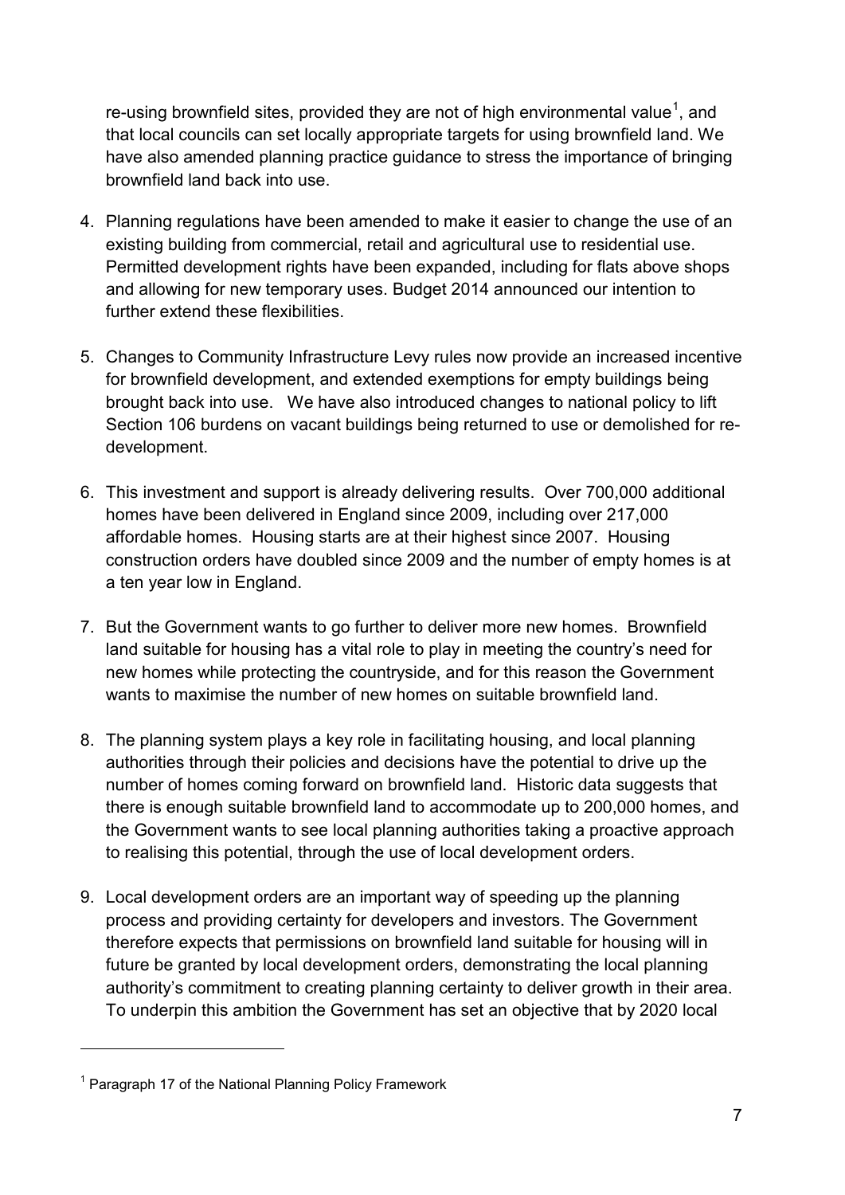re-using brownfield sites, provided they are not of high environmental value[1], and that local councils can set locally appropriate targets for using brownfield land. We have also amended planning practice guidance to stress the importance of bringing brownfield land back into use.

4. Planning regulations have been amended to make it easier to change the use of an existing building from commercial, retail and agricultural use to residential use. Permitted development rights have been expanded, including for flats above shops and allowing for new temporary uses. Budget 2014 announced our intention to further extend these flexibilities.

5. Changes to Community Infrastructure Levy rules now provide an increased incentive for brownfield development, and extended exemptions for empty buildings being brought back into use. We have also introduced changes to national policy to lift Section 106 burdens on vacant buildings being returned to use or demolished for re-development.

6. This investment and support is already delivering results. Over 700,000 additional homes have been delivered in England since 2009, including over 217,000 affordable homes. Housing starts are at their highest since 2007. Housing construction orders have doubled since 2009 and the number of empty homes is at a ten year low in England.

7. But the Government wants to go further to deliver more new homes. Brownfield land suitable for housing has a vital role to play in meeting the country's need for new homes while protecting the countryside, and for this reason the Government wants to maximise the number of new homes on suitable brownfield land.

8. The planning system plays a key role in facilitating housing, and local planning authorities through their policies and decisions have the potential to drive up the number of homes coming forward on brownfield land. Historic data suggests that there is enough suitable brownfield land to accommodate up to 200,000 homes, and the Government wants to see local planning authorities taking a proactive approach to realising this potential, through the use of local development orders.

9. Local development orders are an important way of speeding up the planning process and providing certainty for developers and investors. The Government therefore expects that permissions on brownfield land suitable for housing will in future be granted by local development orders, demonstrating the local planning authority's commitment to creating planning certainty to deliver growth in their area. To underpin this ambition the Government has set an objective that by 2020 local

---

[1] Paragraph 17 of the National Planning Policy Framework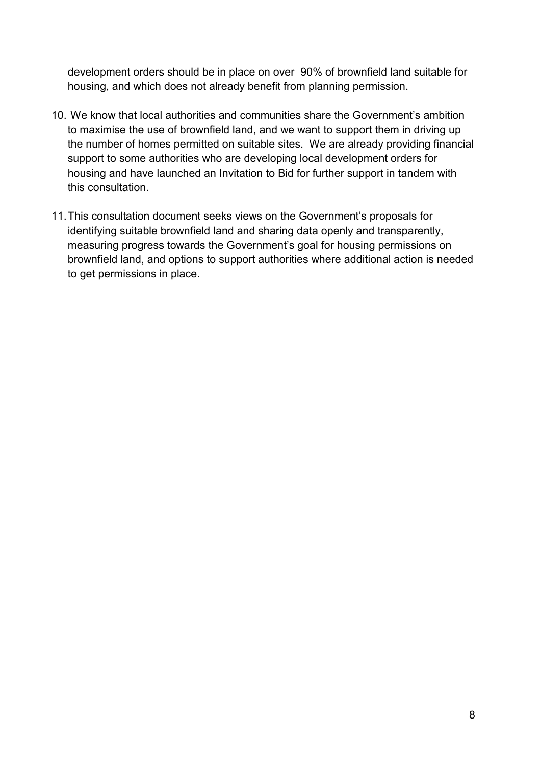development orders should be in place on over 90% of brownfield land suitable for housing, and which does not already benefit from planning permission.

10. We know that local authorities and communities share the Government's ambition to maximise the use of brownfield land, and we want to support them in driving up the number of homes permitted on suitable sites. We are already providing financial support to some authorities who are developing local development orders for housing and have launched an Invitation to Bid for further support in tandem with this consultation.

11. This consultation document seeks views on the Government's proposals for identifying suitable brownfield land and sharing data openly and transparently, measuring progress towards the Government's goal for housing permissions on brownfield land, and options to support authorities where additional action is needed to get permissions in place.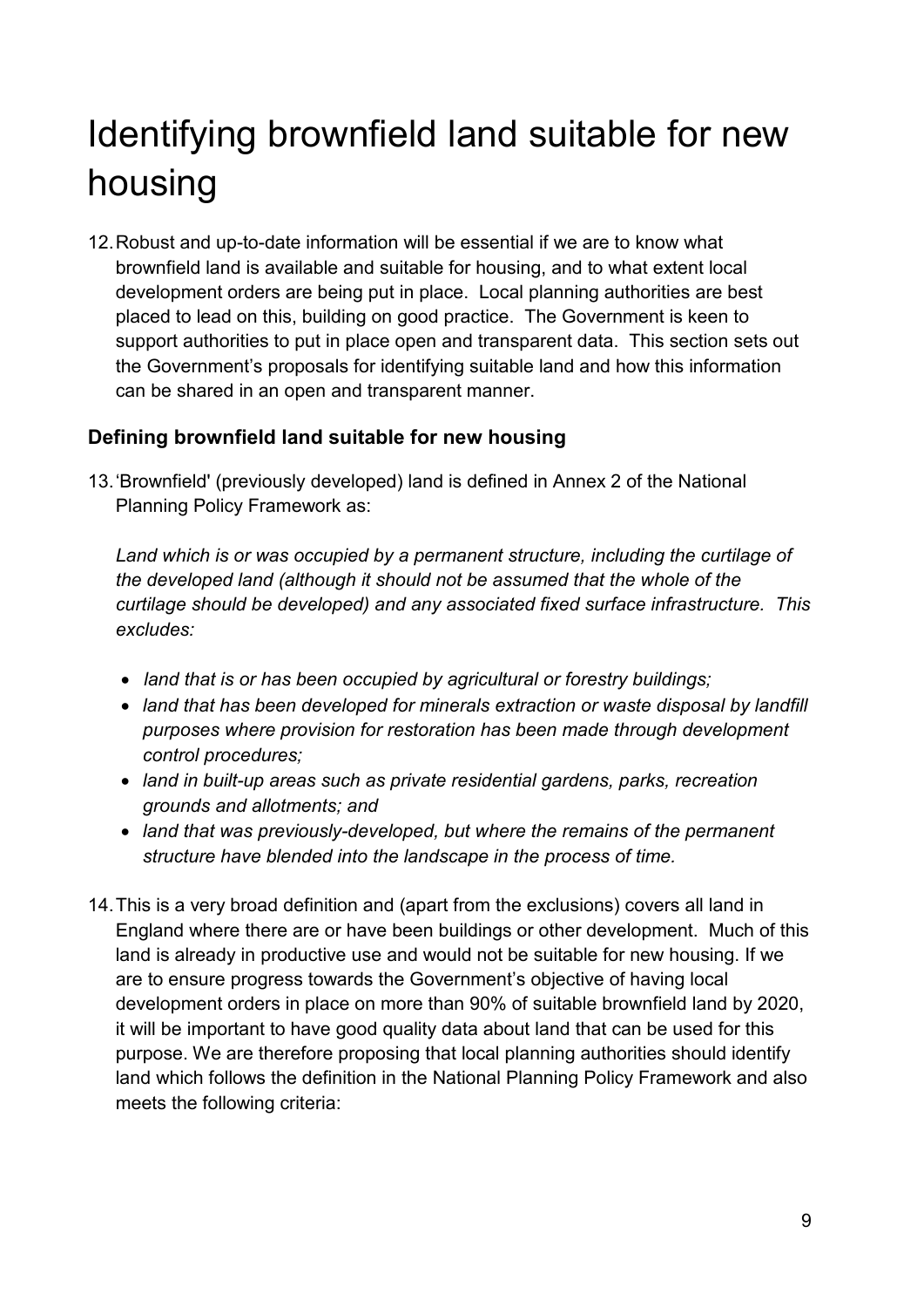# Identifying brownfield land suitable for new housing

12. Robust and up-to-date information will be essential if we are to know what brownfield land is available and suitable for housing, and to what extent local development orders are being put in place. Local planning authorities are best placed to lead on this, building on good practice. The Government is keen to support authorities to put in place open and transparent data. This section sets out the Government's proposals for identifying suitable land and how this information can be shared in an open and transparent manner.

### Defining brownfield land suitable for new housing

13. 'Brownfield' (previously developed) land is defined in Annex 2 of the National Planning Policy Framework as:

    *Land which is or was occupied by a permanent structure, including the curtilage of the developed land (although it should not be assumed that the whole of the curtilage should be developed) and any associated fixed surface infrastructure. This excludes:*

    - *land that is or has been occupied by agricultural or forestry buildings;*
    - *land that has been developed for minerals extraction or waste disposal by landfill purposes where provision for restoration has been made through development control procedures;*
    - *land in built-up areas such as private residential gardens, parks, recreation grounds and allotments; and*
    - *land that was previously-developed, but where the remains of the permanent structure have blended into the landscape in the process of time.*

14. This is a very broad definition and (apart from the exclusions) covers all land in England where there are or have been buildings or other development. Much of this land is already in productive use and would not be suitable for new housing. If we are to ensure progress towards the Government's objective of having local development orders in place on more than 90% of suitable brownfield land by 2020, it will be important to have good quality data about land that can be used for this purpose. We are therefore proposing that local planning authorities should identify land which follows the definition in the National Planning Policy Framework and also meets the following criteria: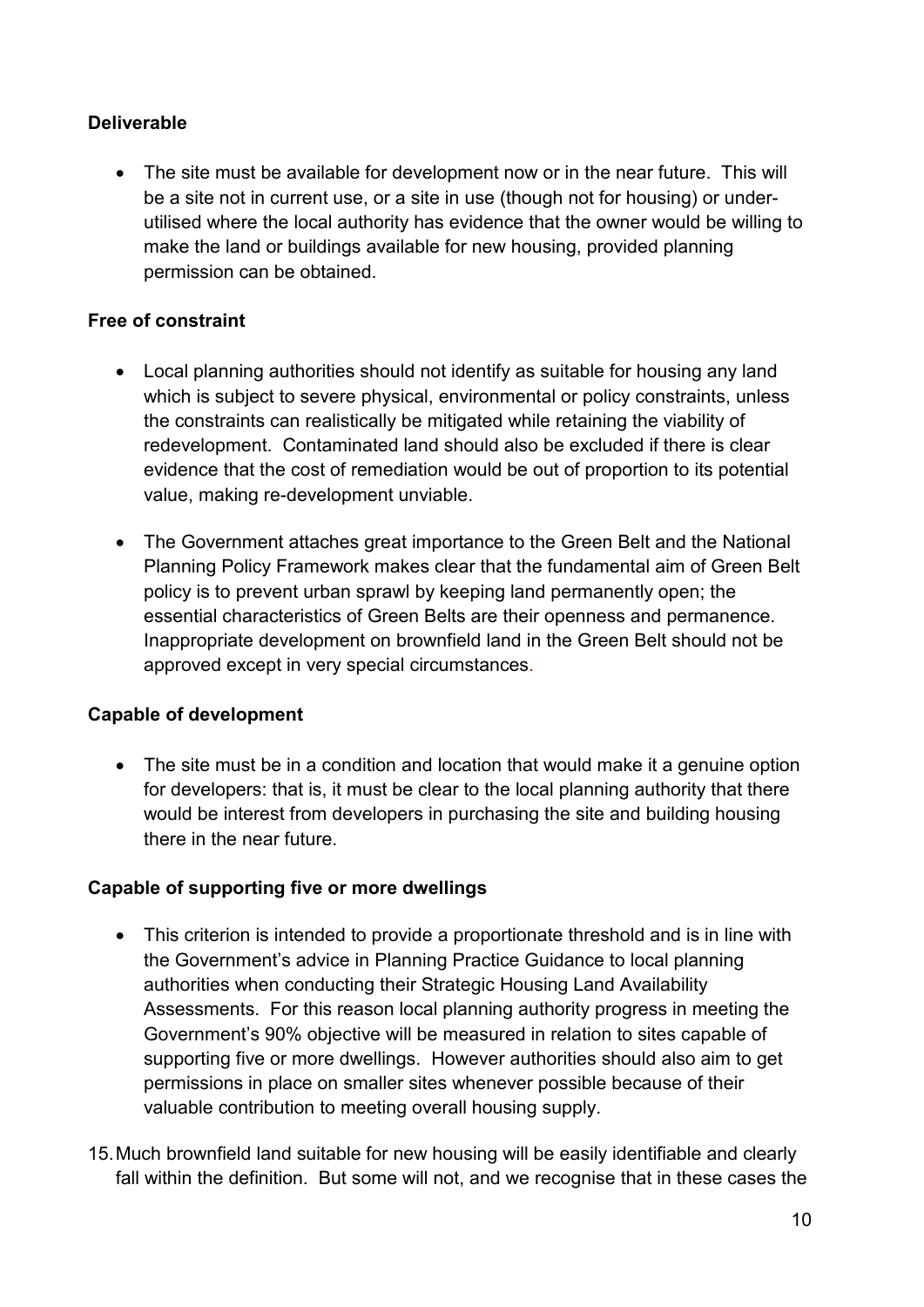**Deliverable**

- The site must be available for development now or in the near future. This will be a site not in current use, or a site in use (though not for housing) or under-utilised where the local authority has evidence that the owner would be willing to make the land or buildings available for new housing, provided planning permission can be obtained.

**Free of constraint**

- Local planning authorities should not identify as suitable for housing any land which is subject to severe physical, environmental or policy constraints, unless the constraints can realistically be mitigated while retaining the viability of redevelopment. Contaminated land should also be excluded if there is clear evidence that the cost of remediation would be out of proportion to its potential value, making re-development unviable.

- The Government attaches great importance to the Green Belt and the National Planning Policy Framework makes clear that the fundamental aim of Green Belt policy is to prevent urban sprawl by keeping land permanently open; the essential characteristics of Green Belts are their openness and permanence. Inappropriate development on brownfield land in the Green Belt should not be approved except in very special circumstances.

**Capable of development**

- The site must be in a condition and location that would make it a genuine option for developers: that is, it must be clear to the local planning authority that there would be interest from developers in purchasing the site and building housing there in the near future.

**Capable of supporting five or more dwellings**

- This criterion is intended to provide a proportionate threshold and is in line with the Government's advice in Planning Practice Guidance to local planning authorities when conducting their Strategic Housing Land Availability Assessments. For this reason local planning authority progress in meeting the Government's 90% objective will be measured in relation to sites capable of supporting five or more dwellings. However authorities should also aim to get permissions in place on smaller sites whenever possible because of their valuable contribution to meeting overall housing supply.

15. Much brownfield land suitable for new housing will be easily identifiable and clearly fall within the definition. But some will not, and we recognise that in these cases the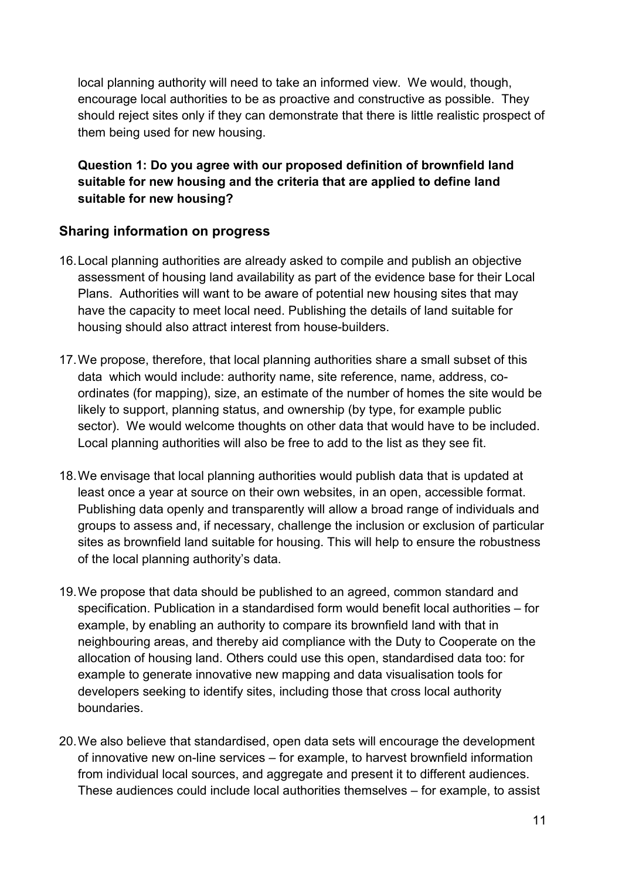local planning authority will need to take an informed view. We would, though, encourage local authorities to be as proactive and constructive as possible. They should reject sites only if they can demonstrate that there is little realistic prospect of them being used for new housing.

**Question 1: Do you agree with our proposed definition of brownfield land suitable for new housing and the criteria that are applied to define land suitable for new housing?**

## Sharing information on progress

16. Local planning authorities are already asked to compile and publish an objective assessment of housing land availability as part of the evidence base for their Local Plans. Authorities will want to be aware of potential new housing sites that may have the capacity to meet local need. Publishing the details of land suitable for housing should also attract interest from house-builders.

17. We propose, therefore, that local planning authorities share a small subset of this data which would include: authority name, site reference, name, address, co-ordinates (for mapping), size, an estimate of the number of homes the site would be likely to support, planning status, and ownership (by type, for example public sector). We would welcome thoughts on other data that would have to be included. Local planning authorities will also be free to add to the list as they see fit.

18. We envisage that local planning authorities would publish data that is updated at least once a year at source on their own websites, in an open, accessible format. Publishing data openly and transparently will allow a broad range of individuals and groups to assess and, if necessary, challenge the inclusion or exclusion of particular sites as brownfield land suitable for housing. This will help to ensure the robustness of the local planning authority's data.

19. We propose that data should be published to an agreed, common standard and specification. Publication in a standardised form would benefit local authorities – for example, by enabling an authority to compare its brownfield land with that in neighbouring areas, and thereby aid compliance with the Duty to Cooperate on the allocation of housing land. Others could use this open, standardised data too: for example to generate innovative new mapping and data visualisation tools for developers seeking to identify sites, including those that cross local authority boundaries.

20. We also believe that standardised, open data sets will encourage the development of innovative new on-line services – for example, to harvest brownfield information from individual local sources, and aggregate and present it to different audiences. These audiences could include local authorities themselves – for example, to assist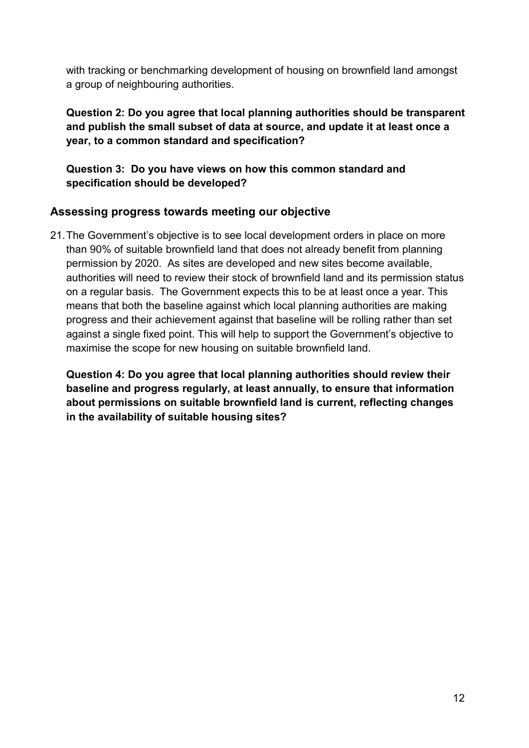with tracking or benchmarking development of housing on brownfield land amongst a group of neighbouring authorities.

**Question 2: Do you agree that local planning authorities should be transparent and publish the small subset of data at source, and update it at least once a year, to a common standard and specification?**

**Question 3: Do you have views on how this common standard and specification should be developed?**

## Assessing progress towards meeting our objective

21. The Government's objective is to see local development orders in place on more than 90% of suitable brownfield land that does not already benefit from planning permission by 2020. As sites are developed and new sites become available, authorities will need to review their stock of brownfield land and its permission status on a regular basis. The Government expects this to be at least once a year. This means that both the baseline against which local planning authorities are making progress and their achievement against that baseline will be rolling rather than set against a single fixed point. This will help to support the Government's objective to maximise the scope for new housing on suitable brownfield land.

    **Question 4: Do you agree that local planning authorities should review their baseline and progress regularly, at least annually, to ensure that information about permissions on suitable brownfield land is current, reflecting changes in the availability of suitable housing sites?**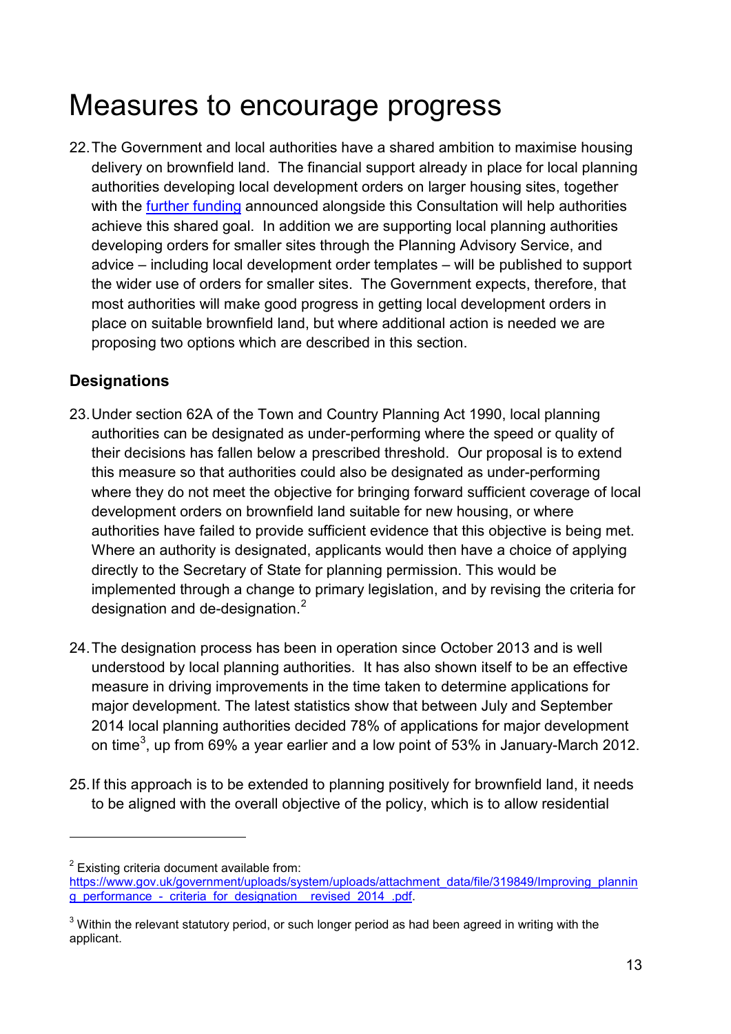# Measures to encourage progress

22. The Government and local authorities have a shared ambition to maximise housing delivery on brownfield land. The financial support already in place for local planning authorities developing local development orders on larger housing sites, together with the further funding announced alongside this Consultation will help authorities achieve this shared goal. In addition we are supporting local planning authorities developing orders for smaller sites through the Planning Advisory Service, and advice – including local development order templates – will be published to support the wider use of orders for smaller sites. The Government expects, therefore, that most authorities will make good progress in getting local development orders in place on suitable brownfield land, but where additional action is needed we are proposing two options which are described in this section.

## Designations

23. Under section 62A of the Town and Country Planning Act 1990, local planning authorities can be designated as under-performing where the speed or quality of their decisions has fallen below a prescribed threshold. Our proposal is to extend this measure so that authorities could also be designated as under-performing where they do not meet the objective for bringing forward sufficient coverage of local development orders on brownfield land suitable for new housing, or where authorities have failed to provide sufficient evidence that this objective is being met. Where an authority is designated, applicants would then have a choice of applying directly to the Secretary of State for planning permission. This would be implemented through a change to primary legislation, and by revising the criteria for designation and de-designation.[2]

24. The designation process has been in operation since October 2013 and is well understood by local planning authorities. It has also shown itself to be an effective measure in driving improvements in the time taken to determine applications for major development. The latest statistics show that between July and September 2014 local planning authorities decided 78% of applications for major development on time[3], up from 69% a year earlier and a low point of 53% in January-March 2012.

25. If this approach is to be extended to planning positively for brownfield land, it needs to be aligned with the overall objective of the policy, which is to allow residential

---

[2] Existing criteria document available from: https://www.gov.uk/government/uploads/system/uploads/attachment_data/file/319849/Improving_planning_performance_-_criteria_for_designation__revised_2014_.pdf.

[3] Within the relevant statutory period, or such longer period as had been agreed in writing with the applicant.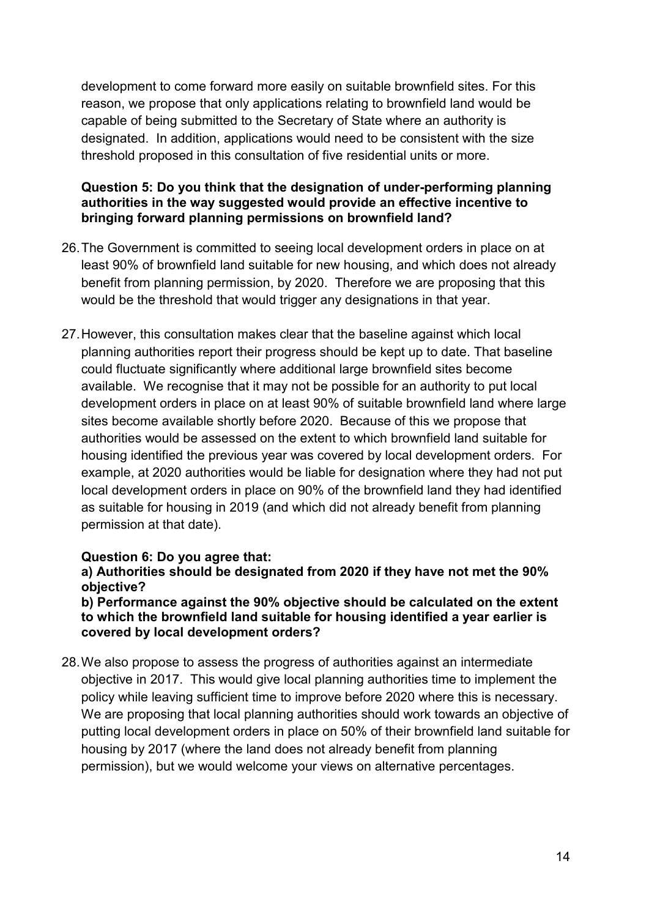development to come forward more easily on suitable brownfield sites. For this reason, we propose that only applications relating to brownfield land would be capable of being submitted to the Secretary of State where an authority is designated. In addition, applications would need to be consistent with the size threshold proposed in this consultation of five residential units or more.

**Question 5: Do you think that the designation of under-performing planning authorities in the way suggested would provide an effective incentive to bringing forward planning permissions on brownfield land?**

26. The Government is committed to seeing local development orders in place on at least 90% of brownfield land suitable for new housing, and which does not already benefit from planning permission, by 2020. Therefore we are proposing that this would be the threshold that would trigger any designations in that year.

27. However, this consultation makes clear that the baseline against which local planning authorities report their progress should be kept up to date. That baseline could fluctuate significantly where additional large brownfield sites become available. We recognise that it may not be possible for an authority to put local development orders in place on at least 90% of suitable brownfield land where large sites become available shortly before 2020. Because of this we propose that authorities would be assessed on the extent to which brownfield land suitable for housing identified the previous year was covered by local development orders. For example, at 2020 authorities would be liable for designation where they had not put local development orders in place on 90% of the brownfield land they had identified as suitable for housing in 2019 (and which did not already benefit from planning permission at that date).

**Question 6: Do you agree that:**
**a) Authorities should be designated from 2020 if they have not met the 90% objective?**
**b) Performance against the 90% objective should be calculated on the extent to which the brownfield land suitable for housing identified a year earlier is covered by local development orders?**

28. We also propose to assess the progress of authorities against an intermediate objective in 2017. This would give local planning authorities time to implement the policy while leaving sufficient time to improve before 2020 where this is necessary. We are proposing that local planning authorities should work towards an objective of putting local development orders in place on 50% of their brownfield land suitable for housing by 2017 (where the land does not already benefit from planning permission), but we would welcome your views on alternative percentages.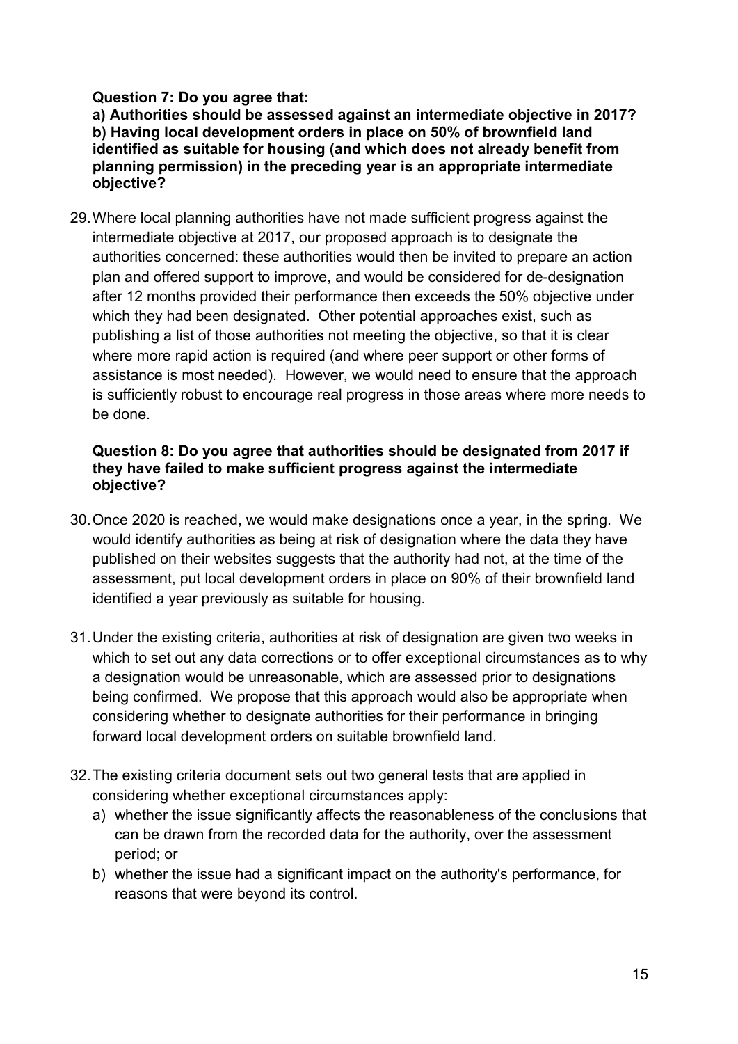**Question 7: Do you agree that:**
**a) Authorities should be assessed against an intermediate objective in 2017?**
**b) Having local development orders in place on 50% of brownfield land identified as suitable for housing (and which does not already benefit from planning permission) in the preceding year is an appropriate intermediate objective?**

29. Where local planning authorities have not made sufficient progress against the intermediate objective at 2017, our proposed approach is to designate the authorities concerned: these authorities would then be invited to prepare an action plan and offered support to improve, and would be considered for de-designation after 12 months provided their performance then exceeds the 50% objective under which they had been designated. Other potential approaches exist, such as publishing a list of those authorities not meeting the objective, so that it is clear where more rapid action is required (and where peer support or other forms of assistance is most needed). However, we would need to ensure that the approach is sufficiently robust to encourage real progress in those areas where more needs to be done.

**Question 8: Do you agree that authorities should be designated from 2017 if they have failed to make sufficient progress against the intermediate objective?**

30. Once 2020 is reached, we would make designations once a year, in the spring. We would identify authorities as being at risk of designation where the data they have published on their websites suggests that the authority had not, at the time of the assessment, put local development orders in place on 90% of their brownfield land identified a year previously as suitable for housing.

31. Under the existing criteria, authorities at risk of designation are given two weeks in which to set out any data corrections or to offer exceptional circumstances as to why a designation would be unreasonable, which are assessed prior to designations being confirmed. We propose that this approach would also be appropriate when considering whether to designate authorities for their performance in bringing forward local development orders on suitable brownfield land.

32. The existing criteria document sets out two general tests that are applied in considering whether exceptional circumstances apply:
    a) whether the issue significantly affects the reasonableness of the conclusions that can be drawn from the recorded data for the authority, over the assessment period; or
    b) whether the issue had a significant impact on the authority's performance, for reasons that were beyond its control.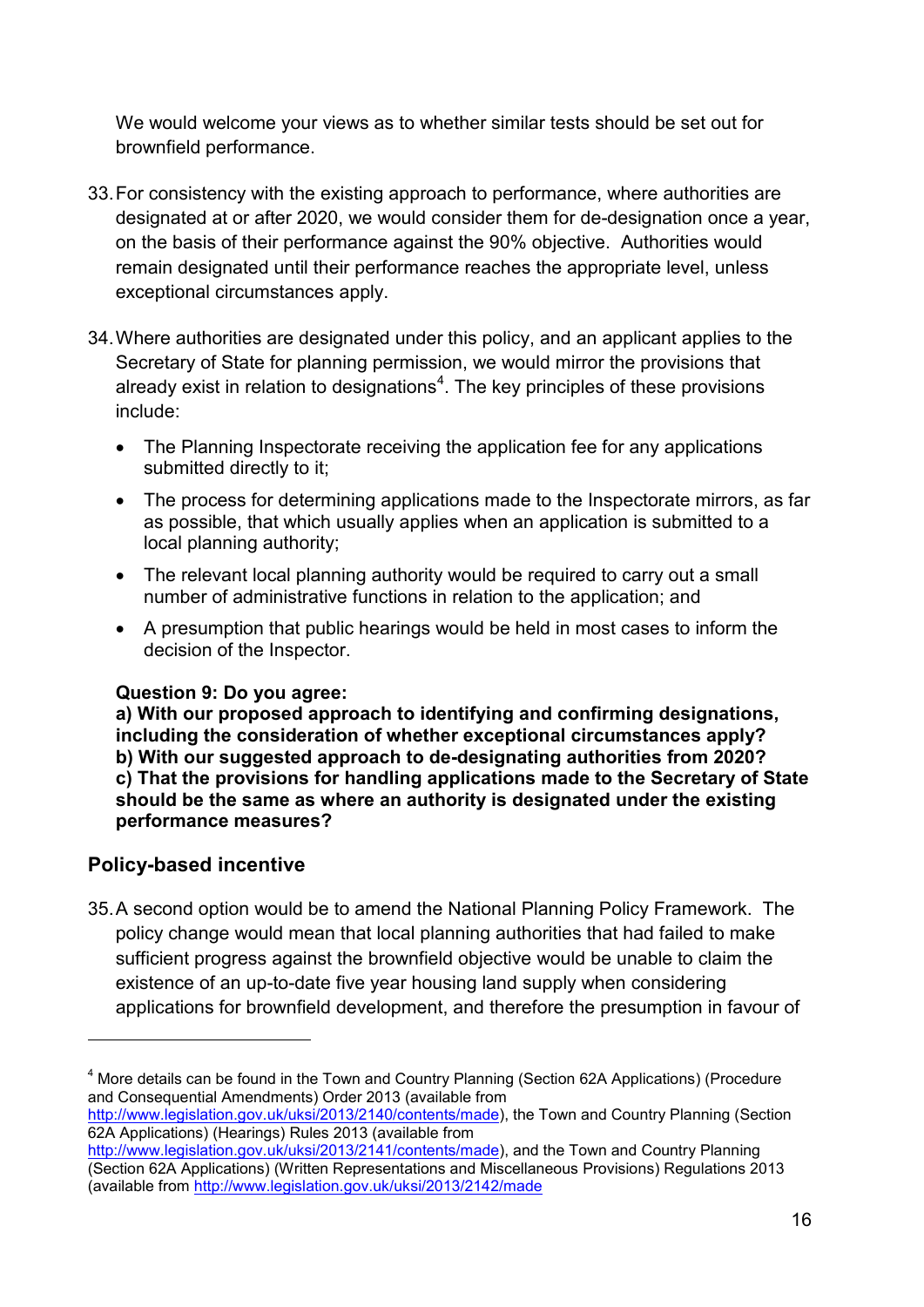We would welcome your views as to whether similar tests should be set out for brownfield performance.

33. For consistency with the existing approach to performance, where authorities are designated at or after 2020, we would consider them for de-designation once a year, on the basis of their performance against the 90% objective. Authorities would remain designated until their performance reaches the appropriate level, unless exceptional circumstances apply.

34. Where authorities are designated under this policy, and an applicant applies to the Secretary of State for planning permission, we would mirror the provisions that already exist in relation to designations[4]. The key principles of these provisions include:

   - The Planning Inspectorate receiving the application fee for any applications submitted directly to it;
   - The process for determining applications made to the Inspectorate mirrors, as far as possible, that which usually applies when an application is submitted to a local planning authority;
   - The relevant local planning authority would be required to carry out a small number of administrative functions in relation to the application; and
   - A presumption that public hearings would be held in most cases to inform the decision of the Inspector.

**Question 9: Do you agree:**
**a) With our proposed approach to identifying and confirming designations, including the consideration of whether exceptional circumstances apply?**
**b) With our suggested approach to de-designating authorities from 2020?**
**c) That the provisions for handling applications made to the Secretary of State should be the same as where an authority is designated under the existing performance measures?**

## Policy-based incentive

35. A second option would be to amend the National Planning Policy Framework. The policy change would mean that local planning authorities that had failed to make sufficient progress against the brownfield objective would be unable to claim the existence of an up-to-date five year housing land supply when considering applications for brownfield development, and therefore the presumption in favour of

---

[4] More details can be found in the Town and Country Planning (Section 62A Applications) (Procedure and Consequential Amendments) Order 2013 (available from http://www.legislation.gov.uk/uksi/2013/2140/contents/made), the Town and Country Planning (Section 62A Applications) (Hearings) Rules 2013 (available from http://www.legislation.gov.uk/uksi/2013/2141/contents/made), and the Town and Country Planning (Section 62A Applications) (Written Representations and Miscellaneous Provisions) Regulations 2013 (available from http://www.legislation.gov.uk/uksi/2013/2142/made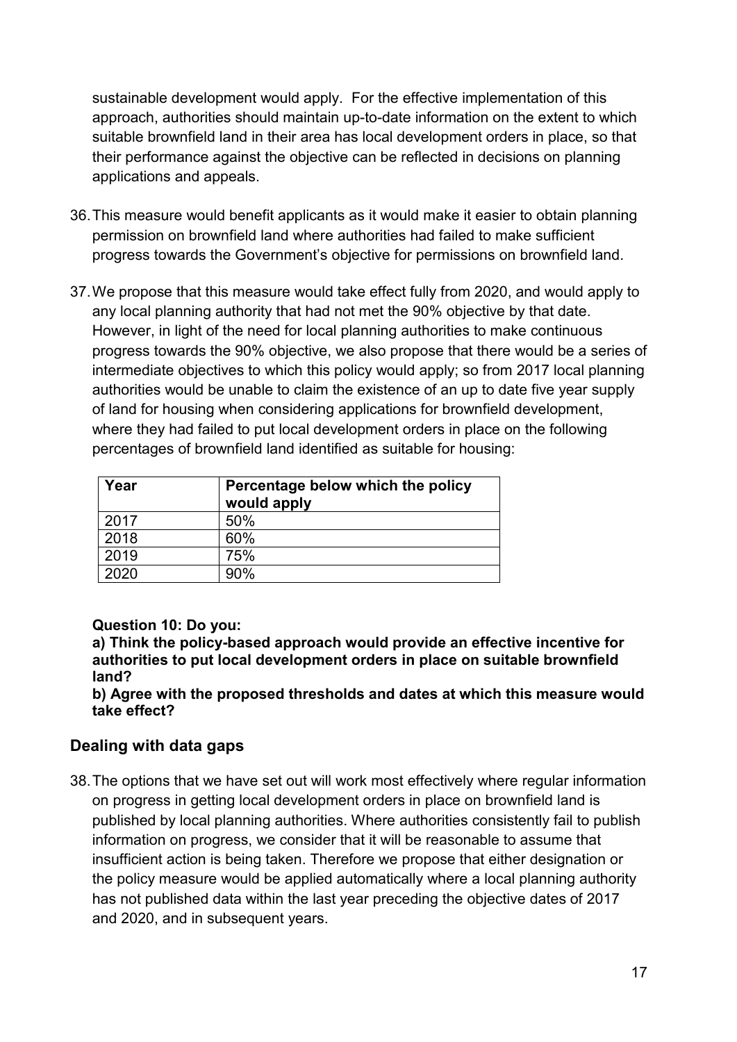sustainable development would apply. For the effective implementation of this approach, authorities should maintain up-to-date information on the extent to which suitable brownfield land in their area has local development orders in place, so that their performance against the objective can be reflected in decisions on planning applications and appeals.

36. This measure would benefit applicants as it would make it easier to obtain planning permission on brownfield land where authorities had failed to make sufficient progress towards the Government's objective for permissions on brownfield land.

37. We propose that this measure would take effect fully from 2020, and would apply to any local planning authority that had not met the 90% objective by that date. However, in light of the need for local planning authorities to make continuous progress towards the 90% objective, we also propose that there would be a series of intermediate objectives to which this policy would apply; so from 2017 local planning authorities would be unable to claim the existence of an up to date five year supply of land for housing when considering applications for brownfield development, where they had failed to put local development orders in place on the following percentages of brownfield land identified as suitable for housing:

| Year | Percentage below which the policy would apply |
|---|---|
| 2017 | 50% |
| 2018 | 60% |
| 2019 | 75% |
| 2020 | 90% |

**Question 10: Do you:**

**a) Think the policy-based approach would provide an effective incentive for authorities to put local development orders in place on suitable brownfield land?**

**b) Agree with the proposed thresholds and dates at which this measure would take effect?**

## Dealing with data gaps

38. The options that we have set out will work most effectively where regular information on progress in getting local development orders in place on brownfield land is published by local planning authorities. Where authorities consistently fail to publish information on progress, we consider that it will be reasonable to assume that insufficient action is being taken. Therefore we propose that either designation or the policy measure would be applied automatically where a local planning authority has not published data within the last year preceding the objective dates of 2017 and 2020, and in subsequent years.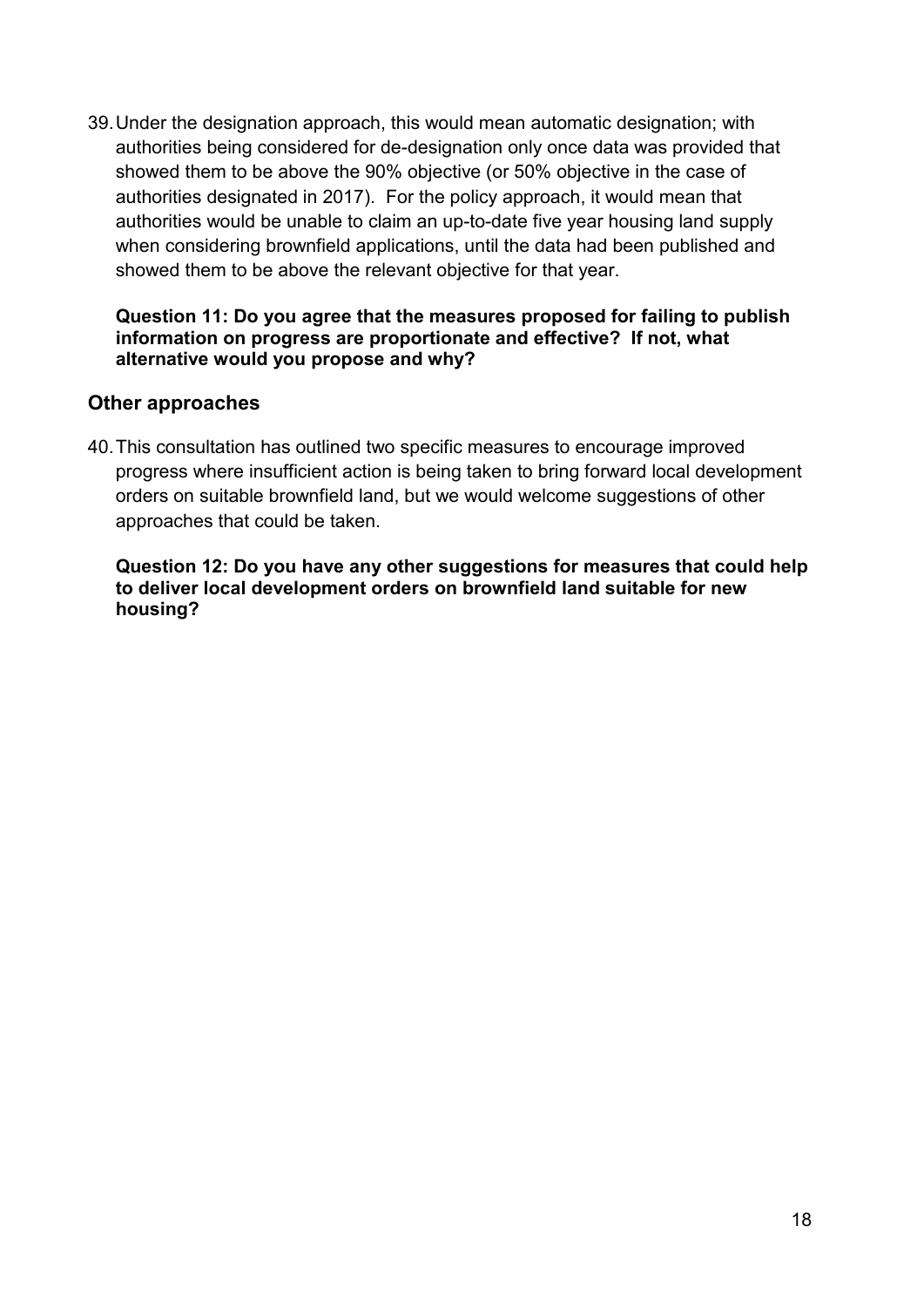39. Under the designation approach, this would mean automatic designation; with authorities being considered for de-designation only once data was provided that showed them to be above the 90% objective (or 50% objective in the case of authorities designated in 2017). For the policy approach, it would mean that authorities would be unable to claim an up-to-date five year housing land supply when considering brownfield applications, until the data had been published and showed them to be above the relevant objective for that year.

**Question 11: Do you agree that the measures proposed for failing to publish information on progress are proportionate and effective? If not, what alternative would you propose and why?**

## Other approaches

40. This consultation has outlined two specific measures to encourage improved progress where insufficient action is being taken to bring forward local development orders on suitable brownfield land, but we would welcome suggestions of other approaches that could be taken.

**Question 12: Do you have any other suggestions for measures that could help to deliver local development orders on brownfield land suitable for new housing?**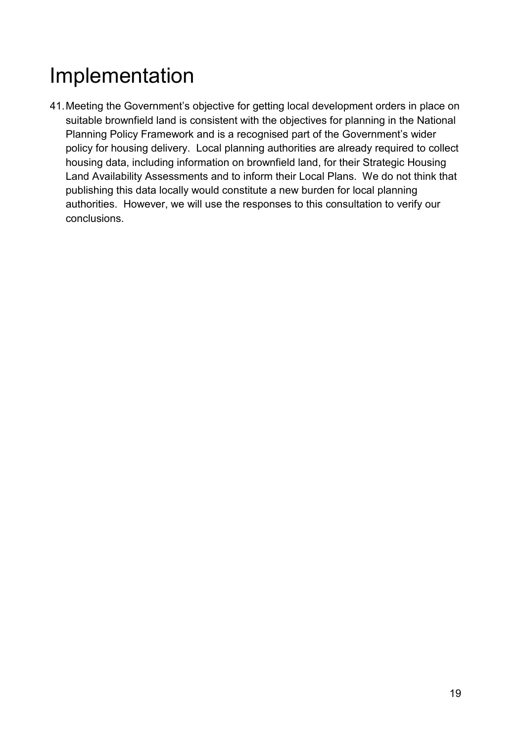# Implementation

41. Meeting the Government's objective for getting local development orders in place on suitable brownfield land is consistent with the objectives for planning in the National Planning Policy Framework and is a recognised part of the Government's wider policy for housing delivery. Local planning authorities are already required to collect housing data, including information on brownfield land, for their Strategic Housing Land Availability Assessments and to inform their Local Plans. We do not think that publishing this data locally would constitute a new burden for local planning authorities. However, we will use the responses to this consultation to verify our conclusions.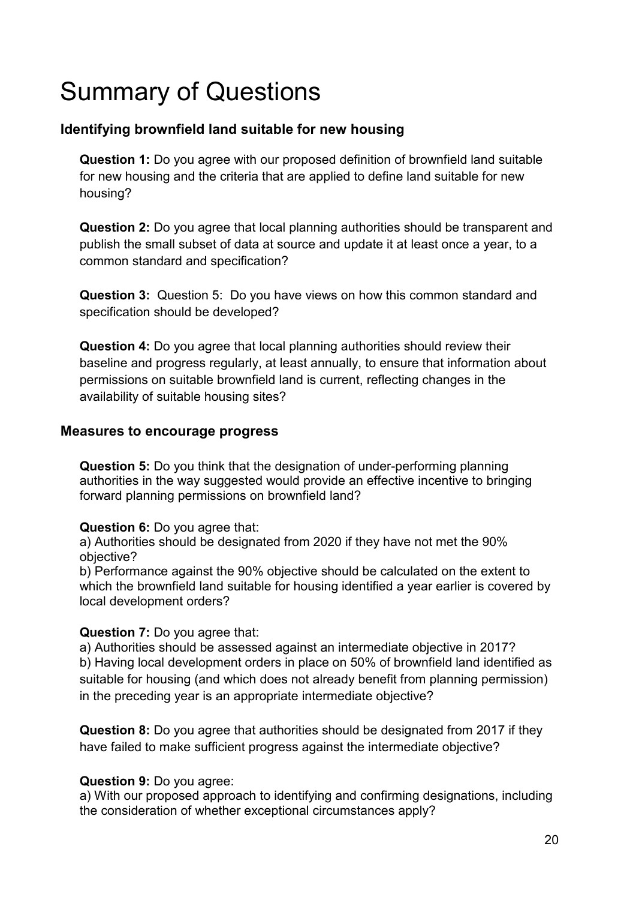# Summary of Questions

## Identifying brownfield land suitable for new housing

**Question 1:** Do you agree with our proposed definition of brownfield land suitable for new housing and the criteria that are applied to define land suitable for new housing?

**Question 2:** Do you agree that local planning authorities should be transparent and publish the small subset of data at source and update it at least once a year, to a common standard and specification?

**Question 3:** Question 5: Do you have views on how this common standard and specification should be developed?

**Question 4:** Do you agree that local planning authorities should review their baseline and progress regularly, at least annually, to ensure that information about permissions on suitable brownfield land is current, reflecting changes in the availability of suitable housing sites?

## Measures to encourage progress

**Question 5:** Do you think that the designation of under-performing planning authorities in the way suggested would provide an effective incentive to bringing forward planning permissions on brownfield land?

**Question 6:** Do you agree that:

a) Authorities should be designated from 2020 if they have not met the 90% objective?

b) Performance against the 90% objective should be calculated on the extent to which the brownfield land suitable for housing identified a year earlier is covered by local development orders?

**Question 7:** Do you agree that:

a) Authorities should be assessed against an intermediate objective in 2017?

b) Having local development orders in place on 50% of brownfield land identified as suitable for housing (and which does not already benefit from planning permission) in the preceding year is an appropriate intermediate objective?

**Question 8:** Do you agree that authorities should be designated from 2017 if they have failed to make sufficient progress against the intermediate objective?

**Question 9:** Do you agree:

a) With our proposed approach to identifying and confirming designations, including the consideration of whether exceptional circumstances apply?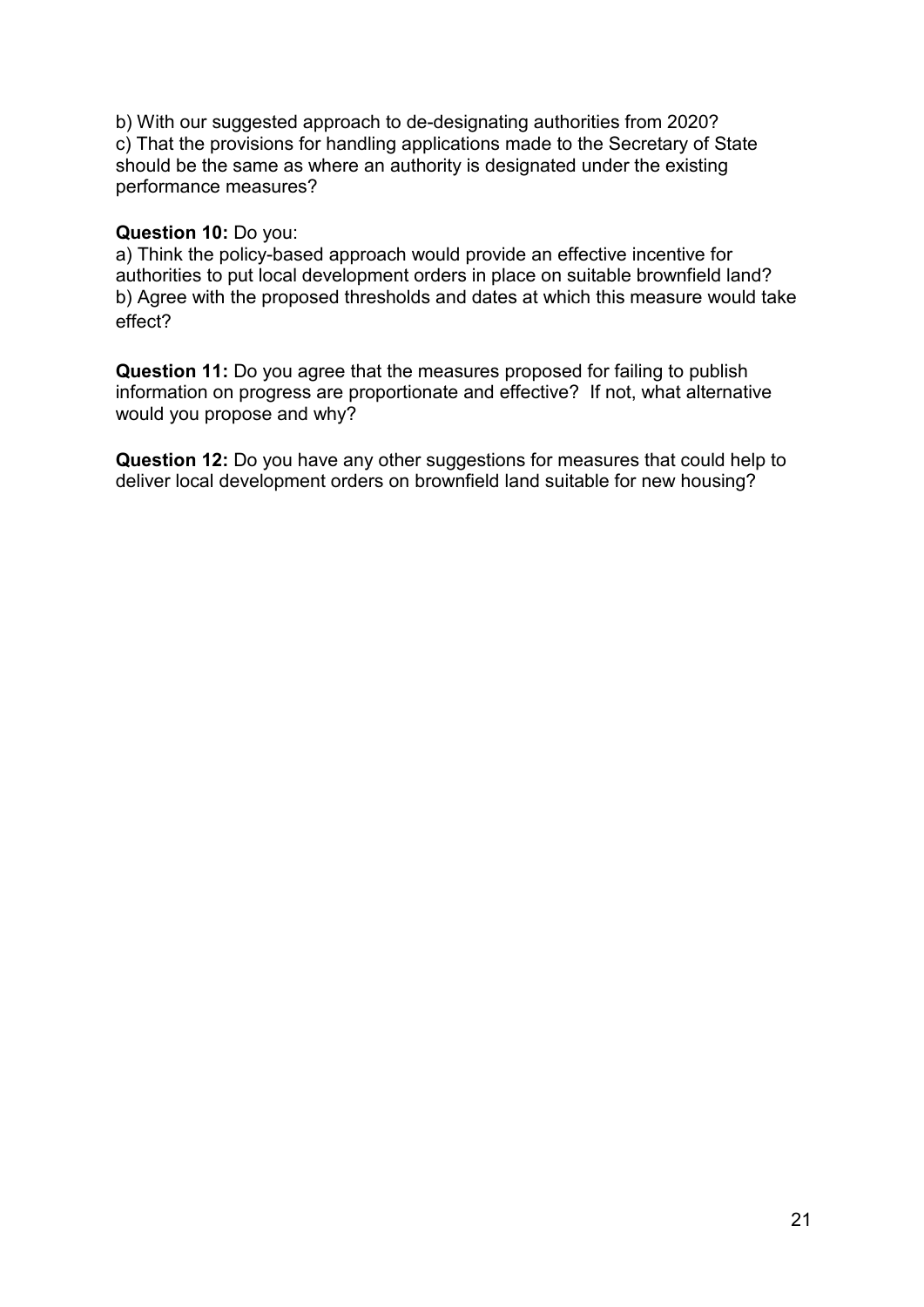b) With our suggested approach to de-designating authorities from 2020?
c) That the provisions for handling applications made to the Secretary of State should be the same as where an authority is designated under the existing performance measures?

**Question 10:** Do you:
a) Think the policy-based approach would provide an effective incentive for authorities to put local development orders in place on suitable brownfield land?
b) Agree with the proposed thresholds and dates at which this measure would take effect?

**Question 11:** Do you agree that the measures proposed for failing to publish information on progress are proportionate and effective? If not, what alternative would you propose and why?

**Question 12:** Do you have any other suggestions for measures that could help to deliver local development orders on brownfield land suitable for new housing?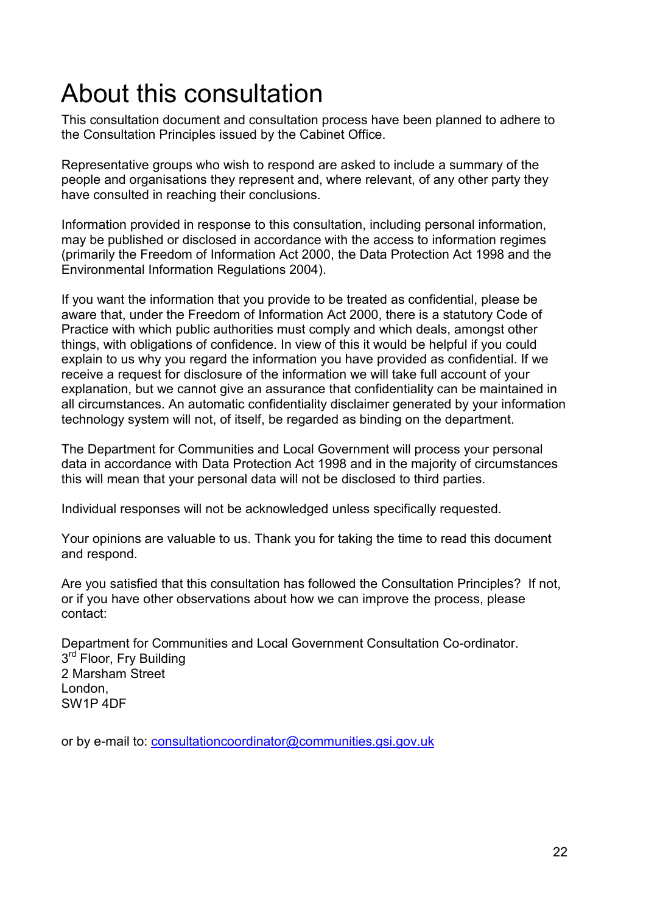# About this consultation

This consultation document and consultation process have been planned to adhere to the Consultation Principles issued by the Cabinet Office.

Representative groups who wish to respond are asked to include a summary of the people and organisations they represent and, where relevant, of any other party they have consulted in reaching their conclusions.

Information provided in response to this consultation, including personal information, may be published or disclosed in accordance with the access to information regimes (primarily the Freedom of Information Act 2000, the Data Protection Act 1998 and the Environmental Information Regulations 2004).

If you want the information that you provide to be treated as confidential, please be aware that, under the Freedom of Information Act 2000, there is a statutory Code of Practice with which public authorities must comply and which deals, amongst other things, with obligations of confidence. In view of this it would be helpful if you could explain to us why you regard the information you have provided as confidential. If we receive a request for disclosure of the information we will take full account of your explanation, but we cannot give an assurance that confidentiality can be maintained in all circumstances. An automatic confidentiality disclaimer generated by your information technology system will not, of itself, be regarded as binding on the department.

The Department for Communities and Local Government will process your personal data in accordance with Data Protection Act 1998 and in the majority of circumstances this will mean that your personal data will not be disclosed to third parties.

Individual responses will not be acknowledged unless specifically requested.

Your opinions are valuable to us. Thank you for taking the time to read this document and respond.

Are you satisfied that this consultation has followed the Consultation Principles? If not, or if you have other observations about how we can improve the process, please contact:

Department for Communities and Local Government Consultation Co-ordinator.
3rd Floor, Fry Building
2 Marsham Street
London,
SW1P 4DF

or by e-mail to: consultationcoordinator@communities.gsi.gov.uk